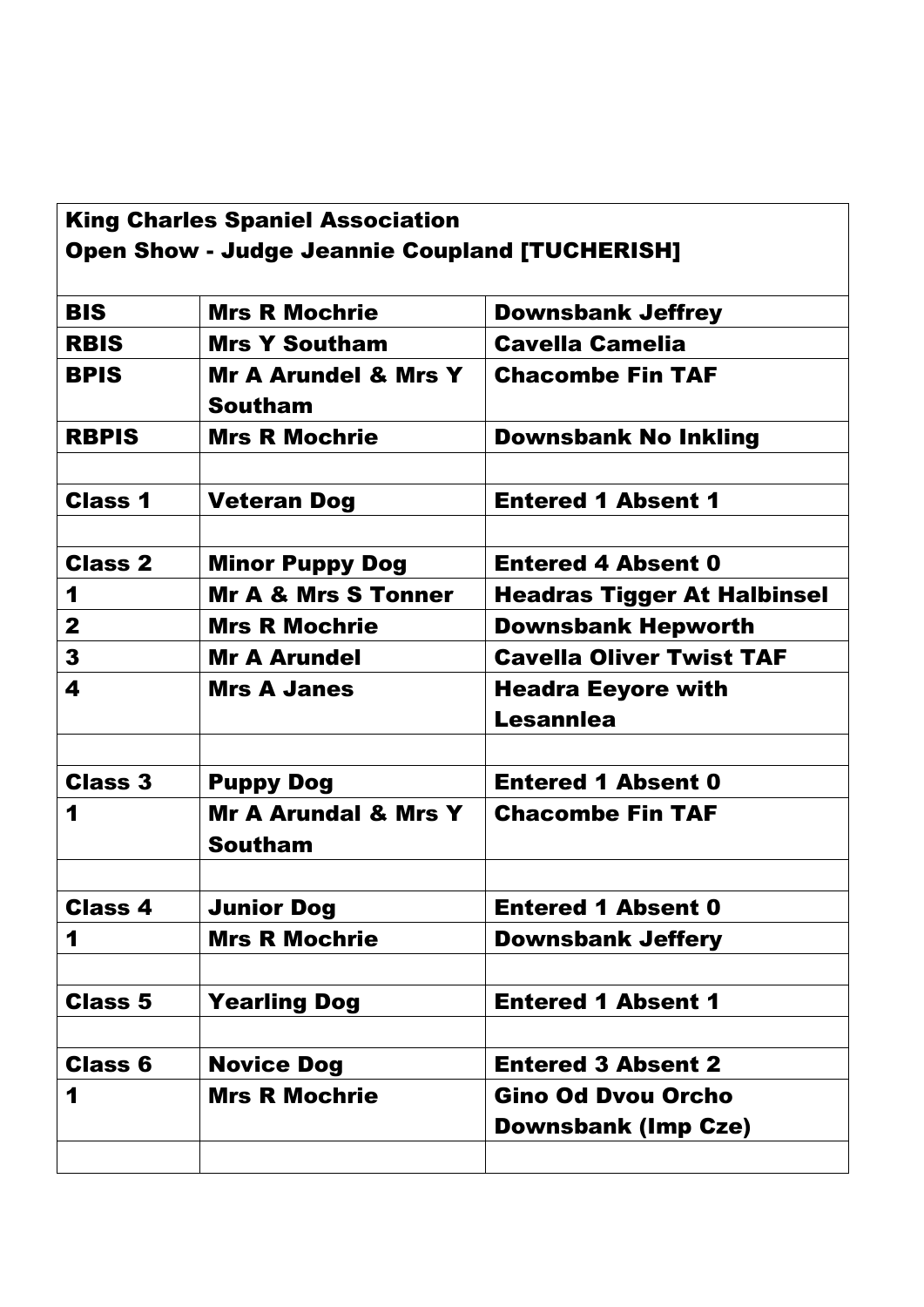| King Charles Spaniel Association<br>Open Show - Judge Jeannie Coupland [TUCHERISH] | | |
|---|---|---|
| **BIS** | **Mrs R Mochrie** | **Downsbank Jeffrey** |
| **RBIS** | **Mrs Y Southam** | **Cavella Camelia** |
| **BPIS** | **Mr A Arundel & Mrs Y Southam** | **Chacombe Fin TAF** |
| **RBPIS** | **Mrs R Mochrie** | **Downsbank No Inkling** |
| | | |
| **Class 1** | **Veteran Dog** | **Entered 1 Absent 1** |
| | | |
| **Class 2** | **Minor Puppy Dog** | **Entered 4 Absent 0** |
| **1** | **Mr A & Mrs S Tonner** | **Headras Tigger At Halbinsel** |
| **2** | **Mrs R Mochrie** | **Downsbank Hepworth** |
| **3** | **Mr A Arundel** | **Cavella Oliver Twist TAF** |
| **4** | **Mrs A Janes** | **Headra Eeyore with Lesannlea** |
| | | |
| **Class 3** | **Puppy Dog** | **Entered 1 Absent 0** |
| **1** | **Mr A Arundal & Mrs Y Southam** | **Chacombe Fin TAF** |
| | | |
| **Class 4** | **Junior Dog** | **Entered 1 Absent 0** |
| **1** | **Mrs R Mochrie** | **Downsbank Jeffery** |
| | | |
| **Class 5** | **Yearling Dog** | **Entered 1 Absent 1** |
| | | |
| **Class 6** | **Novice Dog** | **Entered 3 Absent 2** |
| **1** | **Mrs R Mochrie** | **Gino Od Dvou Orcho Downsbank (Imp Cze)** |
| | | |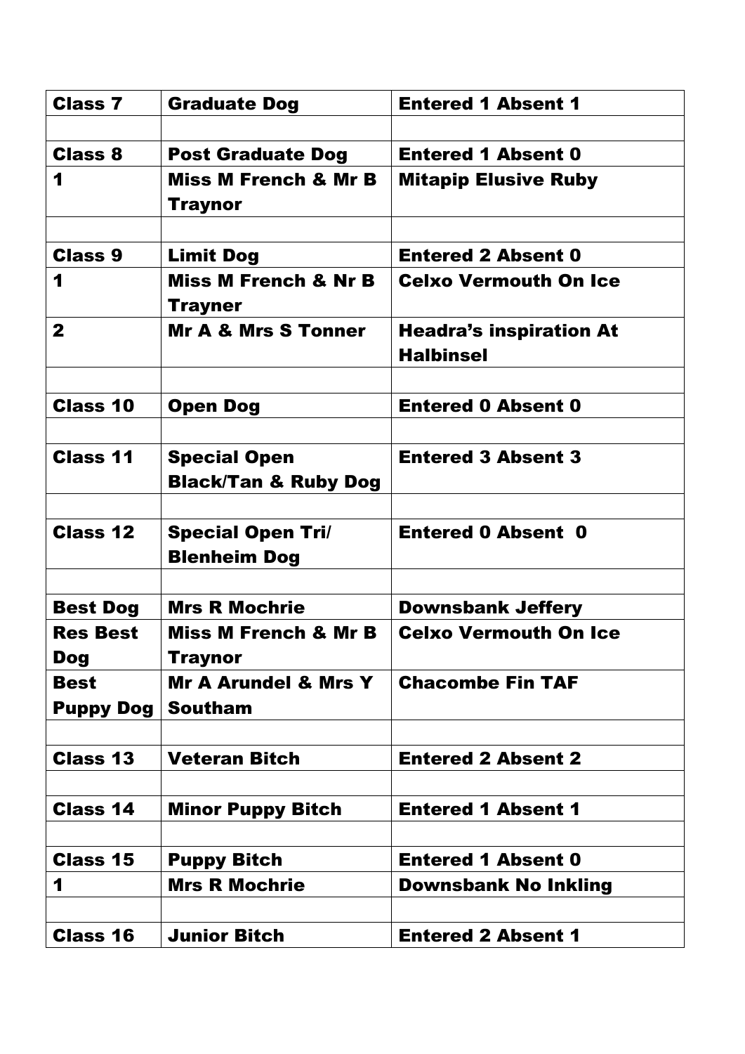| **Class 7** | **Graduate Dog** | **Entered 1 Absent 1** |
|---|---|---|
| | | |
| **Class 8** | **Post Graduate Dog** | **Entered 1 Absent 0** |
| **1** | **Miss M French & Mr B Traynor** | **Mitapip Elusive Ruby** |
| | | |
| **Class 9** | **Limit Dog** | **Entered 2 Absent 0** |
| **1** | **Miss M French & Nr B Trayner** | **Celxo Vermouth On Ice** |
| **2** | **Mr A & Mrs S Tonner** | **Headra's inspiration At Halbinsel** |
| | | |
| **Class 10** | **Open Dog** | **Entered 0 Absent 0** |
| | | |
| **Class 11** | **Special Open Black/Tan & Ruby Dog** | **Entered 3 Absent 3** |
| | | |
| **Class 12** | **Special Open Tri/ Blenheim Dog** | **Entered 0 Absent 0** |
| | | |
| **Best Dog** | **Mrs R Mochrie** | **Downsbank Jeffery** |
| **Res Best Dog** | **Miss M French & Mr B Traynor** | **Celxo Vermouth On Ice** |
| **Best Puppy Dog** | **Mr A Arundel & Mrs Y Southam** | **Chacombe Fin TAF** |
| | | |
| **Class 13** | **Veteran Bitch** | **Entered 2 Absent 2** |
| | | |
| **Class 14** | **Minor Puppy Bitch** | **Entered 1 Absent 1** |
| | | |
| **Class 15** | **Puppy Bitch** | **Entered 1 Absent 0** |
| **1** | **Mrs R Mochrie** | **Downsbank No Inkling** |
| | | |
| **Class 16** | **Junior Bitch** | **Entered 2 Absent 1** |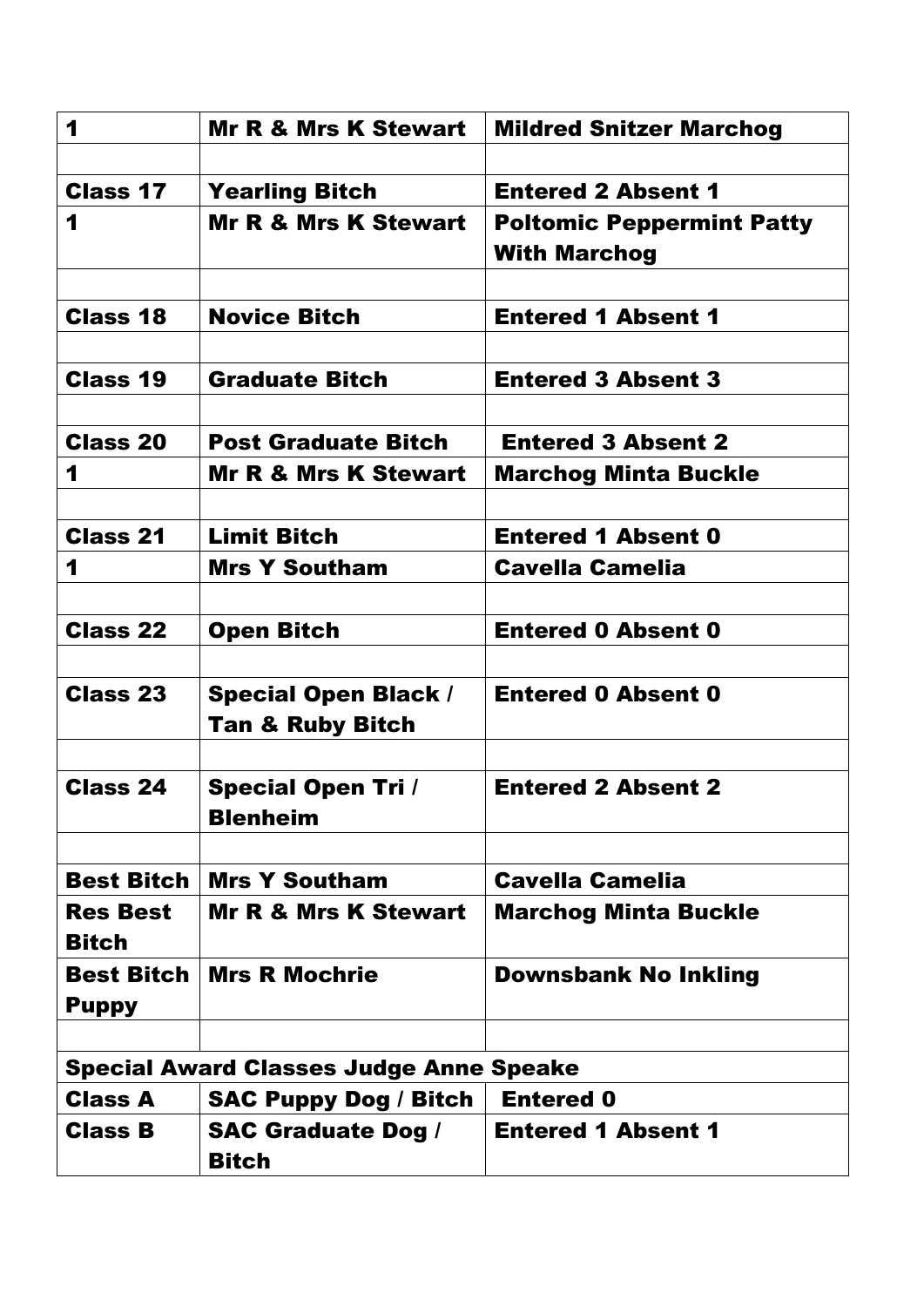| | | |
|---|---|---|
| **1** | **Mr R & Mrs K Stewart** | **Mildred Snitzer Marchog** |
| | | |
| **Class 17** | **Yearling Bitch** | **Entered 2 Absent 1** |
| **1** | **Mr R & Mrs K Stewart** | **Poltomic Peppermint Patty With Marchog** |
| | | |
| **Class 18** | **Novice Bitch** | **Entered 1 Absent 1** |
| | | |
| **Class 19** | **Graduate Bitch** | **Entered 3 Absent 3** |
| | | |
| **Class 20** | **Post Graduate Bitch** | **Entered 3 Absent 2** |
| **1** | **Mr R & Mrs K Stewart** | **Marchog Minta Buckle** |
| | | |
| **Class 21** | **Limit Bitch** | **Entered 1 Absent 0** |
| **1** | **Mrs Y Southam** | **Cavella Camelia** |
| | | |
| **Class 22** | **Open Bitch** | **Entered 0 Absent 0** |
| | | |
| **Class 23** | **Special Open Black / Tan & Ruby Bitch** | **Entered 0 Absent 0** |
| | | |
| **Class 24** | **Special Open Tri / Blenheim** | **Entered 2 Absent 2** |
| | | |
| **Best Bitch** | **Mrs Y Southam** | **Cavella Camelia** |
| **Res Best Bitch** | **Mr R & Mrs K Stewart** | **Marchog Minta Buckle** |
| **Best Bitch Puppy** | **Mrs R Mochrie** | **Downsbank No Inkling** |
| | | |
| **Special Award Classes Judge Anne Speake** | | |
| **Class A** | **SAC Puppy Dog / Bitch** | **Entered 0** |
| **Class B** | **SAC Graduate Dog / Bitch** | **Entered 1 Absent 1** |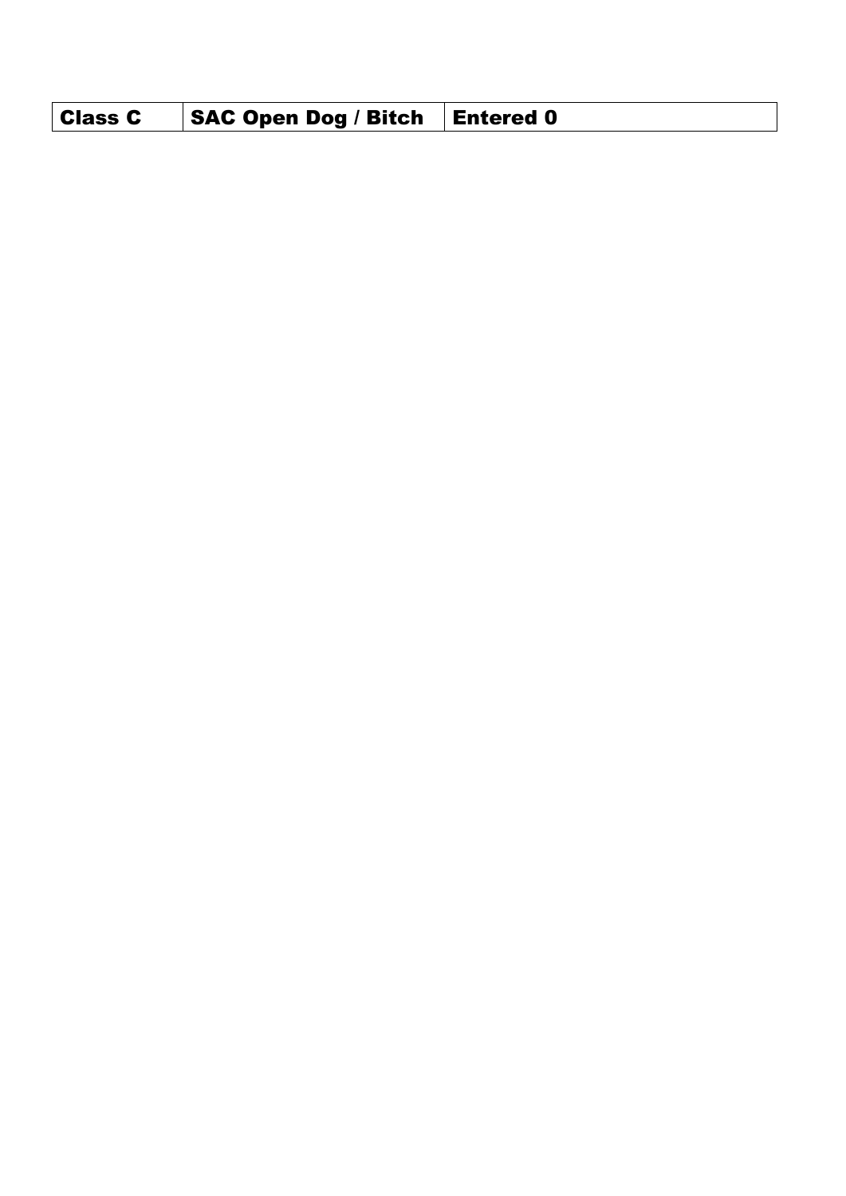| | | |
|---|---|---|
| **Class C** | **SAC Open Dog / Bitch** | **Entered 0** |